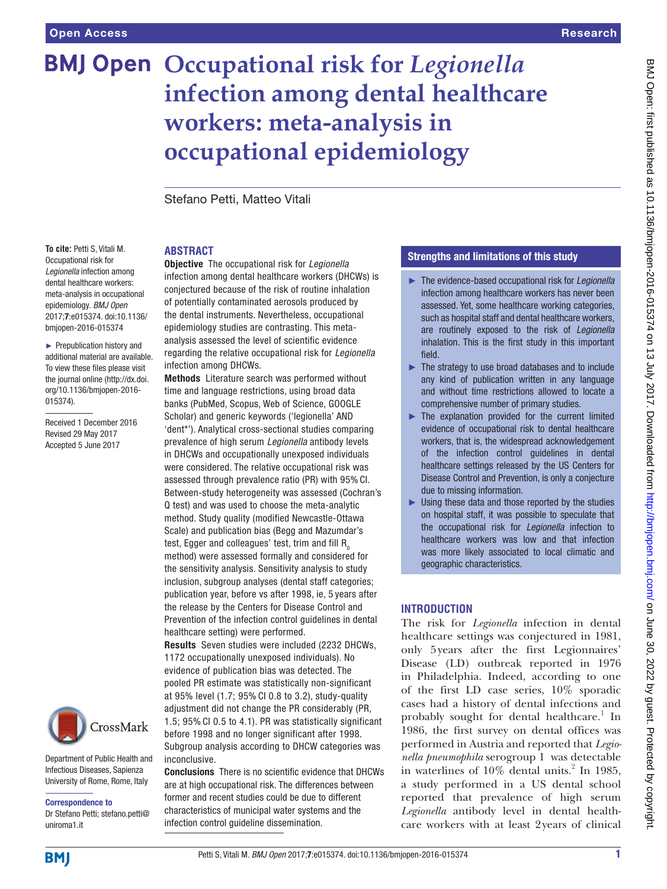# Occupational risk for *Legionella* infection among dental healthcare workers: meta-analysis in occupational epidemiology

Stefano Petti, Matteo Vitali

**To cite:** Petti S, Vitali M. Occupational risk for *Legionella* infection among dental healthcare workers: meta-analysis in occupational epidemiology. *BMJ Open* 2017;**7**:e015374. doi:10.1136/bmjopen-2016-015374

► Prepublication history and additional material are available. To view these files please visit the journal online (http://dx.doi.org/10.1136/bmjopen-2016-015374).

Received 1 December 2016
Revised 29 May 2017
Accepted 5 June 2017

Department of Public Health and Infectious Diseases, Sapienza University of Rome, Rome, Italy

**Correspondence to**
Dr Stefano Petti; stefano.petti@uniroma1.it

## ABSTRACT

**Objective** The occupational risk for *Legionella* infection among dental healthcare workers (DHCWs) is conjectured because of the risk of routine inhalation of potentially contaminated aerosols produced by the dental instruments. Nevertheless, occupational epidemiology studies are contrasting. This meta-analysis assessed the level of scientific evidence regarding the relative occupational risk for *Legionella* infection among DHCWs.

**Methods** Literature search was performed without time and language restrictions, using broad data banks (PubMed, Scopus, Web of Science, GOOGLE Scholar) and generic keywords ('legionella' AND 'dent*'). Analytical cross-sectional studies comparing prevalence of high serum *Legionella* antibody levels in DHCWs and occupationally unexposed individuals were considered. The relative occupational risk was assessed through prevalence ratio (PR) with 95% CI. Between-study heterogeneity was assessed (Cochran's Q test) and was used to choose the meta-analytic method. Study quality (modified Newcastle-Ottawa Scale) and publication bias (Begg and Mazumdar's test, Egger and colleagues' test, trim and fill $R_0$ method) were assessed formally and considered for the sensitivity analysis. Sensitivity analysis to study inclusion, subgroup analyses (dental staff categories; publication year, before vs after 1998, ie, 5 years after the release by the Centers for Disease Control and Prevention of the infection control guidelines in dental healthcare setting) were performed.

**Results** Seven studies were included (2232 DHCWs, 1172 occupationally unexposed individuals). No evidence of publication bias was detected. The pooled PR estimate was statistically non-significant at 95% level (1.7; 95% CI 0.8 to 3.2), study-quality adjustment did not change the PR considerably (PR, 1.5; 95% CI 0.5 to 4.1). PR was statistically significant before 1998 and no longer significant after 1998. Subgroup analysis according to DHCW categories was inconclusive.

**Conclusions** There is no scientific evidence that DHCWs are at high occupational risk. The differences between former and recent studies could be due to different characteristics of municipal water systems and the infection control guideline dissemination.

## Strengths and limitations of this study

- The evidence-based occupational risk for *Legionella* infection among healthcare workers has never been assessed. Yet, some healthcare working categories, such as hospital staff and dental healthcare workers, are routinely exposed to the risk of *Legionella* inhalation. This is the first study in this important field.
- The strategy to use broad databases and to include any kind of publication written in any language and without time restrictions allowed to locate a comprehensive number of primary studies.
- The explanation provided for the current limited evidence of occupational risk to dental healthcare workers, that is, the widespread acknowledgement of the infection control guidelines in dental healthcare settings released by the US Centers for Disease Control and Prevention, is only a conjecture due to missing information.
- Using these data and those reported by the studies on hospital staff, it was possible to speculate that the occupational risk for *Legionella* infection to healthcare workers was low and that infection was more likely associated to local climatic and geographic characteristics.

## INTRODUCTION

The risk for *Legionella* infection in dental healthcare settings was conjectured in 1981, only 5 years after the first Legionnaires' Disease (LD) outbreak reported in 1976 in Philadelphia. Indeed, according to one of the first LD case series, 10% sporadic cases had a history of dental infections and probably sought for dental healthcare.[1] In 1986, the first survey on dental offices was performed in Austria and reported that *Legionella pneumophila* serogroup 1 was detectable in waterlines of 10% dental units.[2] In 1985, a study performed in a US dental school reported that prevalence of high serum *Legionella* antibody level in dental healthcare workers with at least 2 years of clinical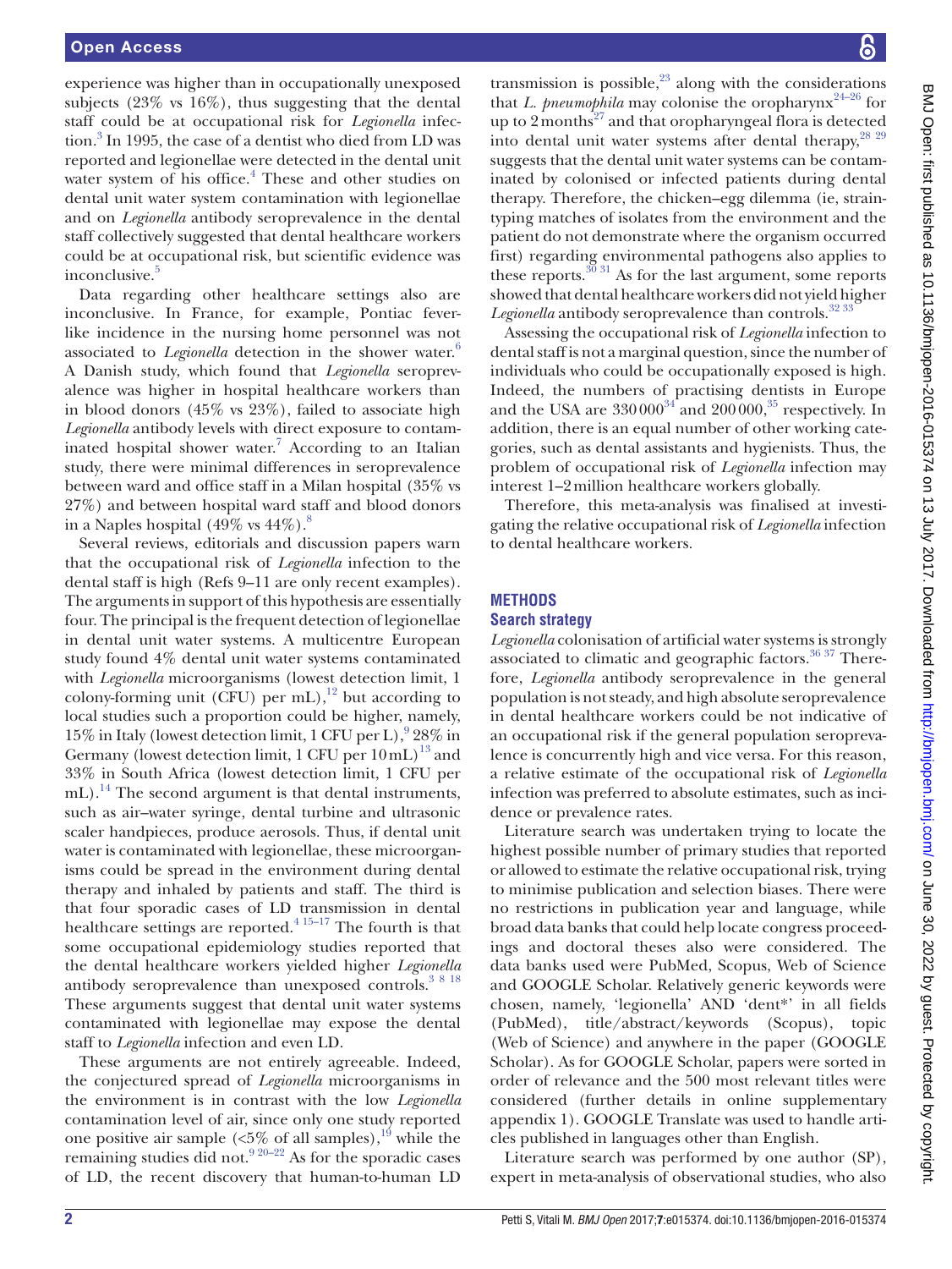experience was higher than in occupationally unexposed subjects (23% vs 16%), thus suggesting that the dental staff could be at occupational risk for *Legionella* infection.[3] In 1995, the case of a dentist who died from LD was reported and legionellae were detected in the dental unit water system of his office.[4] These and other studies on dental unit water system contamination with legionellae and on *Legionella* antibody seroprevalence in the dental staff collectively suggested that dental healthcare workers could be at occupational risk, but scientific evidence was inconclusive.[5]

Data regarding other healthcare settings also are inconclusive. In France, for example, Pontiac fever-like incidence in the nursing home personnel was not associated to *Legionella* detection in the shower water.[6] A Danish study, which found that *Legionella* seroprevalence was higher in hospital healthcare workers than in blood donors (45% vs 23%), failed to associate high *Legionella* antibody levels with direct exposure to contaminated hospital shower water.[7] According to an Italian study, there were minimal differences in seroprevalence between ward and office staff in a Milan hospital (35% vs 27%) and between hospital ward staff and blood donors in a Naples hospital (49% vs 44%).[8]

Several reviews, editorials and discussion papers warn that the occupational risk of *Legionella* infection to the dental staff is high (Refs 9–11 are only recent examples). The arguments in support of this hypothesis are essentially four. The principal is the frequent detection of legionellae in dental unit water systems. A multicentre European study found 4% dental unit water systems contaminated with *Legionella* microorganisms (lowest detection limit, 1 colony-forming unit (CFU) per mL),[12] but according to local studies such a proportion could be higher, namely, 15% in Italy (lowest detection limit, 1 CFU per L),[9] 28% in Germany (lowest detection limit, 1 CFU per 10 mL)[13] and 33% in South Africa (lowest detection limit, 1 CFU per mL).[14] The second argument is that dental instruments, such as air–water syringe, dental turbine and ultrasonic scaler handpieces, produce aerosols. Thus, if dental unit water is contaminated with legionellae, these microorganisms could be spread in the environment during dental therapy and inhaled by patients and staff. The third is that four sporadic cases of LD transmission in dental healthcare settings are reported.[4,15–17] The fourth is that some occupational epidemiology studies reported that the dental healthcare workers yielded higher *Legionella* antibody seroprevalence than unexposed controls.[3,8,18] These arguments suggest that dental unit water systems contaminated with legionellae may expose the dental staff to *Legionella* infection and even LD.

These arguments are not entirely agreeable. Indeed, the conjectured spread of *Legionella* microorganisms in the environment is in contrast with the low *Legionella* contamination level of air, since only one study reported one positive air sample (<5% of all samples),[19] while the remaining studies did not.[9,20–22] As for the sporadic cases of LD, the recent discovery that human-to-human LD transmission is possible,[23] along with the considerations that *L. pneumophila* may colonise the oropharynx[24–26] for up to 2 months[27] and that oropharyngeal flora is detected into dental unit water systems after dental therapy,[28,29] suggests that the dental unit water systems can be contaminated by colonised or infected patients during dental therapy. Therefore, the chicken–egg dilemma (ie, strain-typing matches of isolates from the environment and the patient do not demonstrate where the organism occurred first) regarding environmental pathogens also applies to these reports.[30,31] As for the last argument, some reports showed that dental healthcare workers did not yield higher *Legionella* antibody seroprevalence than controls.[32,33]

Assessing the occupational risk of *Legionella* infection to dental staff is not a marginal question, since the number of individuals who could be occupationally exposed is high. Indeed, the numbers of practising dentists in Europe and the USA are 330 000[34] and 200 000,[35] respectively. In addition, there is an equal number of other working categories, such as dental assistants and hygienists. Thus, the problem of occupational risk of *Legionella* infection may interest 1–2 million healthcare workers globally.

Therefore, this meta-analysis was finalised at investigating the relative occupational risk of *Legionella* infection to dental healthcare workers.

## METHODS

### Search strategy

*Legionella* colonisation of artificial water systems is strongly associated to climatic and geographic factors.[36,37] Therefore, *Legionella* antibody seroprevalence in the general population is not steady, and high absolute seroprevalence in dental healthcare workers could be not indicative of an occupational risk if the general population seroprevalence is concurrently high and vice versa. For this reason, a relative estimate of the occupational risk of *Legionella* infection was preferred to absolute estimates, such as incidence or prevalence rates.

Literature search was undertaken trying to locate the highest possible number of primary studies that reported or allowed to estimate the relative occupational risk, trying to minimise publication and selection biases. There were no restrictions in publication year and language, while broad data banks that could help locate congress proceedings and doctoral theses also were considered. The data banks used were PubMed, Scopus, Web of Science and GOOGLE Scholar. Relatively generic keywords were chosen, namely, 'legionella' AND 'dent*' in all fields (PubMed), title/abstract/keywords (Scopus), topic (Web of Science) and anywhere in the paper (GOOGLE Scholar). As for GOOGLE Scholar, papers were sorted in order of relevance and the 500 most relevant titles were considered (further details in online supplementary appendix 1). GOOGLE Translate was used to handle articles published in languages other than English.

Literature search was performed by one author (SP), expert in meta-analysis of observational studies, who also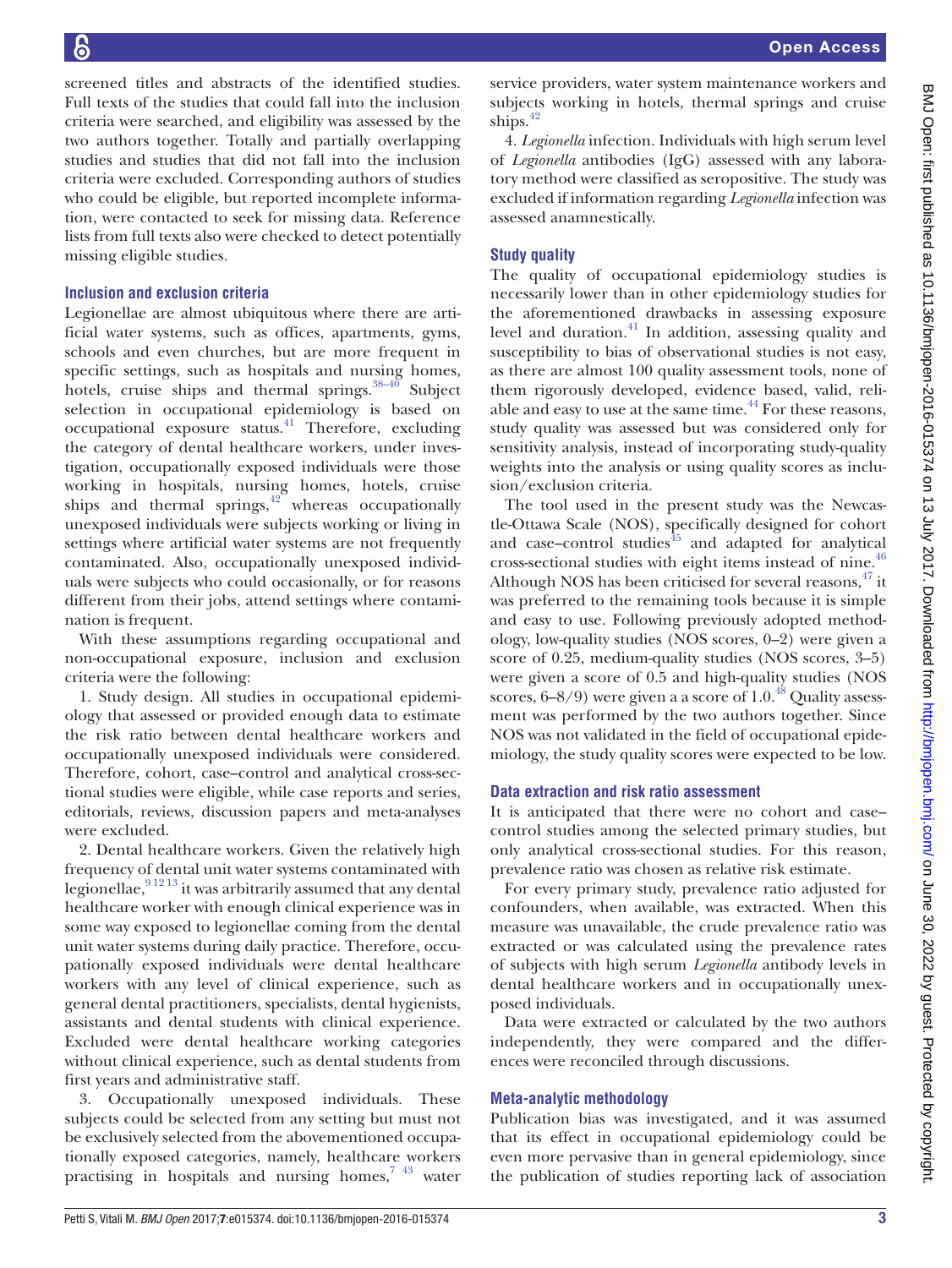screened titles and abstracts of the identified studies. Full texts of the studies that could fall into the inclusion criteria were searched, and eligibility was assessed by the two authors together. Totally and partially overlapping studies and studies that did not fall into the inclusion criteria were excluded. Corresponding authors of studies who could be eligible, but reported incomplete information, were contacted to seek for missing data. Reference lists from full texts also were checked to detect potentially missing eligible studies.

### Inclusion and exclusion criteria

Legionellae are almost ubiquitous where there are artificial water systems, such as offices, apartments, gyms, schools and even churches, but are more frequent in specific settings, such as hospitals and nursing homes, hotels, cruise ships and thermal springs.[38–40] Subject selection in occupational epidemiology is based on occupational exposure status.[41] Therefore, excluding the category of dental healthcare workers, under investigation, occupationally exposed individuals were those working in hospitals, nursing homes, hotels, cruise ships and thermal springs,[42] whereas occupationally unexposed individuals were subjects working or living in settings where artificial water systems are not frequently contaminated. Also, occupationally unexposed individuals were subjects who could occasionally, or for reasons different from their jobs, attend settings where contamination is frequent.

With these assumptions regarding occupational and non-occupational exposure, inclusion and exclusion criteria were the following:

1. Study design. All studies in occupational epidemiology that assessed or provided enough data to estimate the risk ratio between dental healthcare workers and occupationally unexposed individuals were considered. Therefore, cohort, case–control and analytical cross-sectional studies were eligible, while case reports and series, editorials, reviews, discussion papers and meta-analyses were excluded.

2. Dental healthcare workers. Given the relatively high frequency of dental unit water systems contaminated with legionellae,[9 12 13] it was arbitrarily assumed that any dental healthcare worker with enough clinical experience was in some way exposed to legionellae coming from the dental unit water systems during daily practice. Therefore, occupationally exposed individuals were dental healthcare workers with any level of clinical experience, such as general dental practitioners, specialists, dental hygienists, assistants and dental students with clinical experience. Excluded were dental healthcare working categories without clinical experience, such as dental students from first years and administrative staff.

3. Occupationally unexposed individuals. These subjects could be selected from any setting but must not be exclusively selected from the abovementioned occupationally exposed categories, namely, healthcare workers practising in hospitals and nursing homes,[7 43] water service providers, water system maintenance workers and subjects working in hotels, thermal springs and cruise ships.[42]

4. *Legionella* infection. Individuals with high serum level of *Legionella* antibodies (IgG) assessed with any laboratory method were classified as seropositive. The study was excluded if information regarding *Legionella* infection was assessed anamnestically.

### Study quality

The quality of occupational epidemiology studies is necessarily lower than in other epidemiology studies for the aforementioned drawbacks in assessing exposure level and duration.[41] In addition, assessing quality and susceptibility to bias of observational studies is not easy, as there are almost 100 quality assessment tools, none of them rigorously developed, evidence based, valid, reliable and easy to use at the same time.[44] For these reasons, study quality was assessed but was considered only for sensitivity analysis, instead of incorporating study-quality weights into the analysis or using quality scores as inclusion/exclusion criteria.

The tool used in the present study was the Newcastle-Ottawa Scale (NOS), specifically designed for cohort and case–control studies[45] and adapted for analytical cross-sectional studies with eight items instead of nine.[46] Although NOS has been criticised for several reasons,[47] it was preferred to the remaining tools because it is simple and easy to use. Following previously adopted methodology, low-quality studies (NOS scores, 0–2) were given a score of 0.25, medium-quality studies (NOS scores, 3–5) were given a score of 0.5 and high-quality studies (NOS scores, 6–8/9) were given a a score of 1.0.[48] Quality assessment was performed by the two authors together. Since NOS was not validated in the field of occupational epidemiology, the study quality scores were expected to be low.

### Data extraction and risk ratio assessment

It is anticipated that there were no cohort and case–control studies among the selected primary studies, but only analytical cross-sectional studies. For this reason, prevalence ratio was chosen as relative risk estimate.

For every primary study, prevalence ratio adjusted for confounders, when available, was extracted. When this measure was unavailable, the crude prevalence ratio was extracted or was calculated using the prevalence rates of subjects with high serum *Legionella* antibody levels in dental healthcare workers and in occupationally unexposed individuals.

Data were extracted or calculated by the two authors independently, they were compared and the differences were reconciled through discussions.

### Meta-analytic methodology

Publication bias was investigated, and it was assumed that its effect in occupational epidemiology could be even more pervasive than in general epidemiology, since the publication of studies reporting lack of association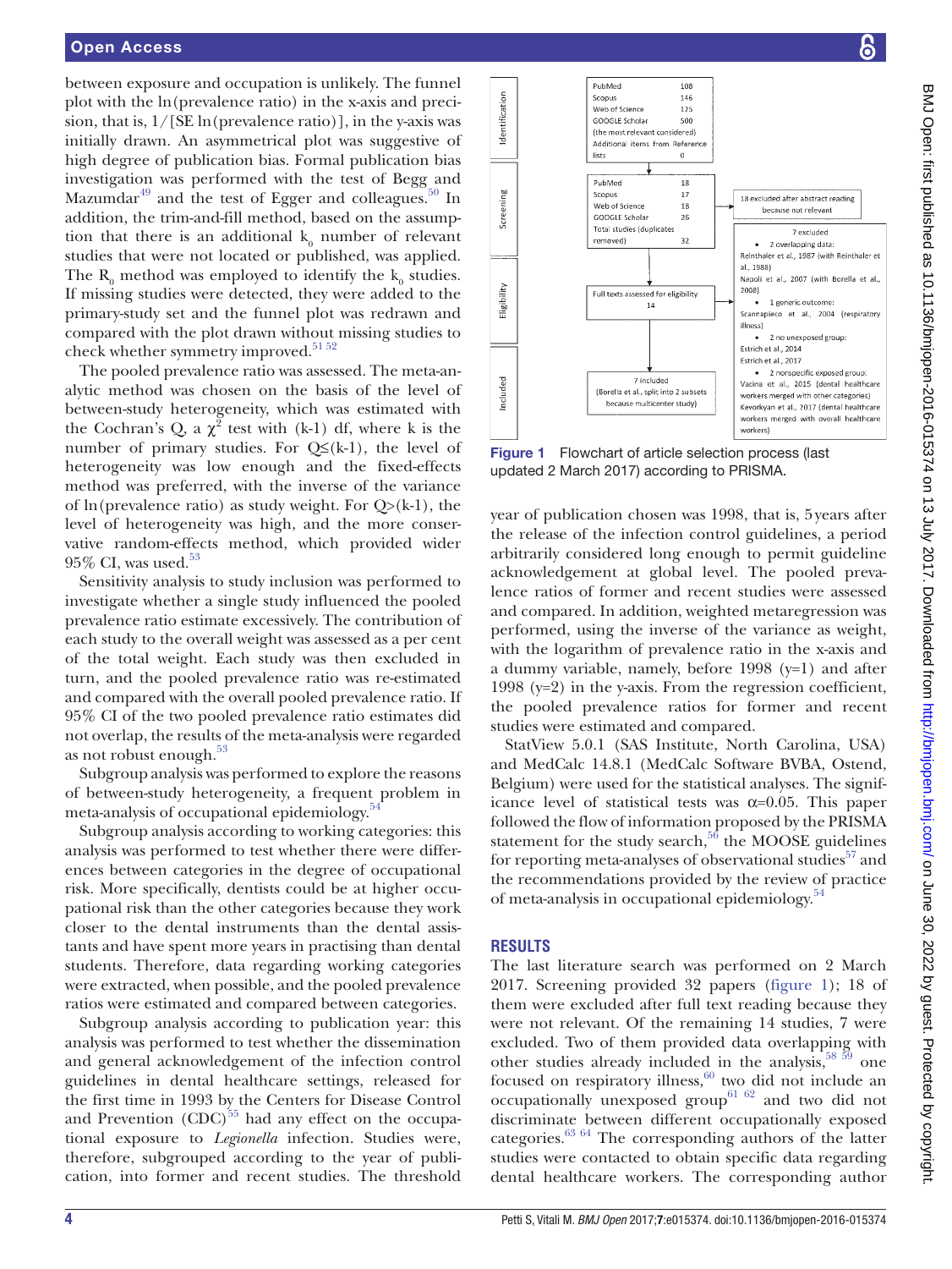between exposure and occupation is unlikely. The funnel plot with the ln(prevalence ratio) in the x-axis and precision, that is, 1/[SE ln(prevalence ratio)], in the y-axis was initially drawn. An asymmetrical plot was suggestive of high degree of publication bias. Formal publication bias investigation was performed with the test of Begg and Mazumdar[49] and the test of Egger and colleagues.[50] In addition, the trim-and-fill method, based on the assumption that there is an additional $k_0$ number of relevant studies that were not located or published, was applied. The $R_0$ method was employed to identify the $k_0$ studies. If missing studies were detected, they were added to the primary-study set and the funnel plot was redrawn and compared with the plot drawn without missing studies to check whether symmetry improved.[51 52]

The pooled prevalence ratio was assessed. The meta-analytic method was chosen on the basis of the level of between-study heterogeneity, which was estimated with the Cochran's Q, a $\chi^2$ test with (k-1) df, where k is the number of primary studies. For Q≤(k-1), the level of heterogeneity was low enough and the fixed-effects method was preferred, with the inverse of the variance of ln(prevalence ratio) as study weight. For Q>(k-1), the level of heterogeneity was high, and the more conservative random-effects method, which provided wider 95% CI, was used.[53]

Sensitivity analysis to study inclusion was performed to investigate whether a single study influenced the pooled prevalence ratio estimate excessively. The contribution of each study to the overall weight was assessed as a per cent of the total weight. Each study was then excluded in turn, and the pooled prevalence ratio was re-estimated and compared with the overall pooled prevalence ratio. If 95% CI of the two pooled prevalence ratio estimates did not overlap, the results of the meta-analysis were regarded as not robust enough.[53]

Subgroup analysis was performed to explore the reasons of between-study heterogeneity, a frequent problem in meta-analysis of occupational epidemiology.[54]

Subgroup analysis according to working categories: this analysis was performed to test whether there were differences between categories in the degree of occupational risk. More specifically, dentists could be at higher occupational risk than the other categories because they work closer to the dental instruments than the dental assistants and have spent more years in practising than dental students. Therefore, data regarding working categories were extracted, when possible, and the pooled prevalence ratios were estimated and compared between categories.

Subgroup analysis according to publication year: this analysis was performed to test whether the dissemination and general acknowledgement of the infection control guidelines in dental healthcare settings, released for the first time in 1993 by the Centers for Disease Control and Prevention (CDC)[55] had any effect on the occupational exposure to *Legionella* infection. Studies were, therefore, subgrouped according to the year of publication, into former and recent studies. The threshold year of publication chosen was 1998, that is, 5 years after the release of the infection control guidelines, a period arbitrarily considered long enough to permit guideline acknowledgement at global level. The pooled prevalence ratios of former and recent studies were assessed and compared. In addition, weighted metaregression was performed, using the inverse of the variance as weight, with the logarithm of prevalence ratio in the x-axis and a dummy variable, namely, before 1998 (y=1) and after 1998 (y=2) in the y-axis. From the regression coefficient, the pooled prevalence ratios for former and recent studies were estimated and compared.

StatView 5.0.1 (SAS Institute, North Carolina, USA) and MedCalc 14.8.1 (MedCalc Software BVBA, Ostend, Belgium) were used for the statistical analyses. The significance level of statistical tests was α=0.05. This paper followed the flow of information proposed by the PRISMA statement for the study search,[56] the MOOSE guidelines for reporting meta-analyses of observational studies[57] and the recommendations provided by the review of practice of meta-analysis in occupational epidemiology.[54]

**Identification**
- PubMed 108
- Scopus 146
- Web of Science 125
- GOOGLE Scholar 500 (the most relevant considered)
- Additional items from Reference lists 0

**Screening**
- PubMed 18
- Scopus 17
- Web of Science 18
- GOOGLE Scholar 26
- Total studies (duplicates removed) 32

→ 18 excluded after abstract reading because not relevant

**Eligibility**
- Full texts assessed for eligibility 14

→ 7 excluded
- 2 overlapping data: Reinthaler et al., 1987 (with Reinthaler et al., 1988); Napoli et al., 2007 (with Borella et al., 2008)
- 1 generic outcome: Scannapieco et al., 2004 (respiratory illness)
- 2 no unexposed group: Estrich et al., 2014; Estrich et al., 2017
- 2 nonspecific exposed group: Vacina et al., 2015 (dental healthcare workers merged with other categories); Kevorkyan et al., 2017 (dental healthcare workers merged with overall healthcare workers)

**Included**
- 7 included (Borella et al., split into 2 subsets because multicenter study)

**Figure 1** Flowchart of article selection process (last updated 2 March 2017) according to PRISMA.

## RESULTS

The last literature search was performed on 2 March 2017. Screening provided 32 papers (figure 1); 18 of them were excluded after full text reading because they were not relevant. Of the remaining 14 studies, 7 were excluded. Two of them provided data overlapping with other studies already included in the analysis,[58 59] one focused on respiratory illness,[60] two did not include an occupationally unexposed group[61 62] and two did not discriminate between different occupationally exposed categories.[63 64] The corresponding authors of the latter studies were contacted to obtain specific data regarding dental healthcare workers. The corresponding author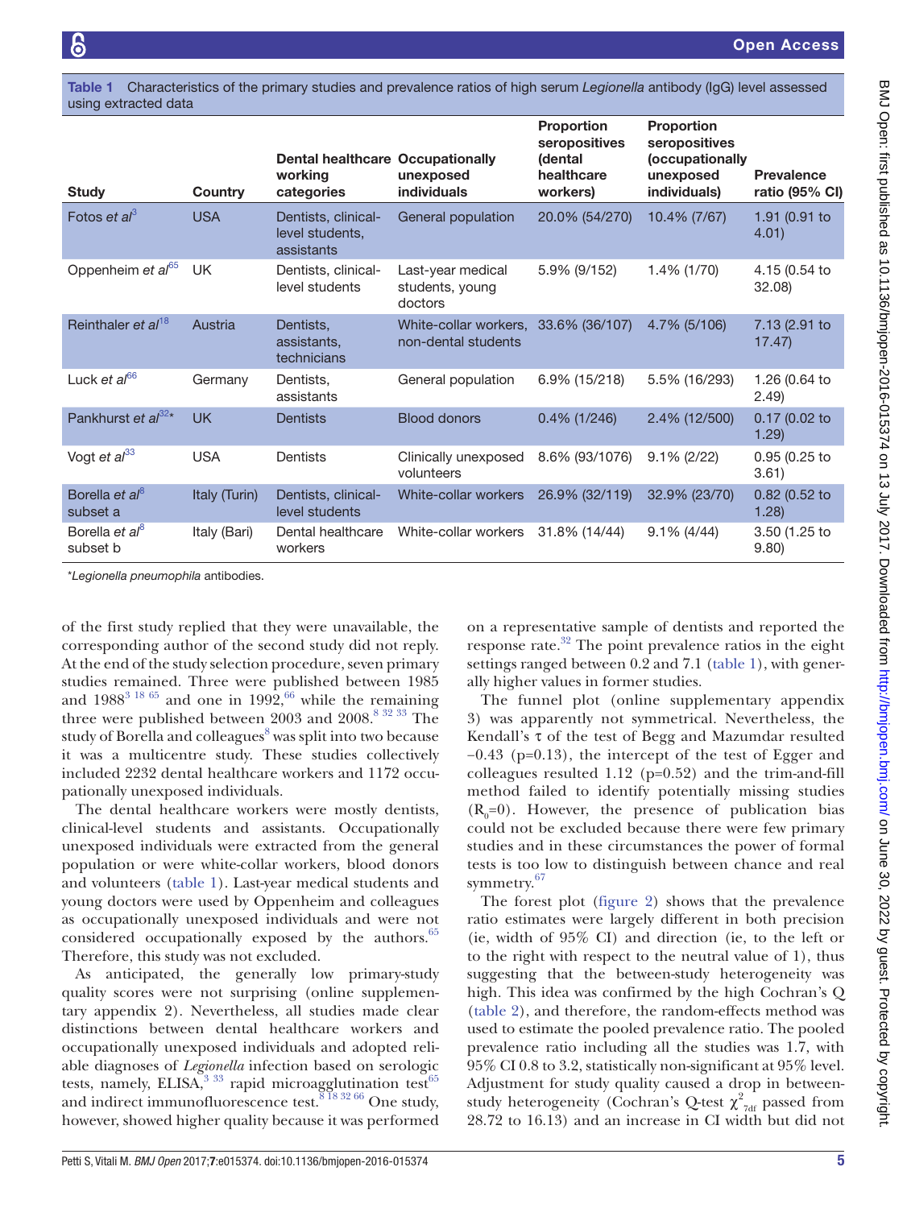**Table 1** Characteristics of the primary studies and prevalence ratios of high serum *Legionella* antibody (IgG) level assessed using extracted data

| Study | Country | Dental healthcare working categories | Occupationally unexposed individuals | Proportion seropositives (dental healthcare workers) | Proportion seropositives (occupationally unexposed individuals) | Prevalence ratio (95% CI) |
|---|---|---|---|---|---|---|
| Fotos *et al*[3] | USA | Dentists, clinical-level students, assistants | General population | 20.0% (54/270) | 10.4% (7/67) | 1.91 (0.91 to 4.01) |
| Oppenheim *et al*[65] | UK | Dentists, clinical-level students | Last-year medical students, young doctors | 5.9% (9/152) | 1.4% (1/70) | 4.15 (0.54 to 32.08) |
| Reinthaler *et al*[18] | Austria | Dentists, assistants, technicians | White-collar workers, non-dental students | 33.6% (36/107) | 4.7% (5/106) | 7.13 (2.91 to 17.47) |
| Luck *et al*[66] | Germany | Dentists, assistants | General population | 6.9% (15/218) | 5.5% (16/293) | 1.26 (0.64 to 2.49) |
| Pankhurst *et al*[32]* | UK | Dentists | Blood donors | 0.4% (1/246) | 2.4% (12/500) | 0.17 (0.02 to 1.29) |
| Vogt *et al*[33] | USA | Dentists | Clinically unexposed volunteers | 8.6% (93/1076) | 9.1% (2/22) | 0.95 (0.25 to 3.61) |
| Borella *et al*[8] subset a | Italy (Turin) | Dentists, clinical-level students | White-collar workers | 26.9% (32/119) | 32.9% (23/70) | 0.82 (0.52 to 1.28) |
| Borella *et al*[8] subset b | Italy (Bari) | Dental healthcare workers | White-collar workers | 31.8% (14/44) | 9.1% (4/44) | 3.50 (1.25 to 9.80) |

*\*Legionella pneumophila* antibodies.

of the first study replied that they were unavailable, the corresponding author of the second study did not reply. At the end of the study selection procedure, seven primary studies remained. Three were published between 1985 and 1988[3 18 65] and one in 1992,[66] while the remaining three were published between 2003 and 2008.[8 32 33] The study of Borella and colleagues[8] was split into two because it was a multicentre study. These studies collectively included 2232 dental healthcare workers and 1172 occupationally unexposed individuals.

The dental healthcare workers were mostly dentists, clinical-level students and assistants. Occupationally unexposed individuals were extracted from the general population or were white-collar workers, blood donors and volunteers (table 1). Last-year medical students and young doctors were used by Oppenheim and colleagues as occupationally unexposed individuals and were not considered occupationally exposed by the authors.[65] Therefore, this study was not excluded.

As anticipated, the generally low primary-study quality scores were not surprising (online supplementary appendix 2). Nevertheless, all studies made clear distinctions between dental healthcare workers and occupationally unexposed individuals and adopted reliable diagnoses of *Legionella* infection based on serologic tests, namely, ELISA,[3 33] rapid microagglutination test[65] and indirect immunofluorescence test.[8 18 32 66] One study, however, showed higher quality because it was performed on a representative sample of dentists and reported the response rate.[32] The point prevalence ratios in the eight settings ranged between 0.2 and 7.1 (table 1), with generally higher values in former studies.

The funnel plot (online supplementary appendix 3) was apparently not symmetrical. Nevertheless, the Kendall's $\tau$ of the test of Begg and Mazumdar resulted −0.43 (p=0.13), the intercept of the test of Egger and colleagues resulted 1.12 (p=0.52) and the trim-and-fill method failed to identify potentially missing studies ($R_0$=0). However, the presence of publication bias could not be excluded because there were few primary studies and in these circumstances the power of formal tests is too low to distinguish between chance and real symmetry.[67]

The forest plot (figure 2) shows that the prevalence ratio estimates were largely different in both precision (ie, width of 95% CI) and direction (ie, to the left or to the right with respect to the neutral value of 1), thus suggesting that the between-study heterogeneity was high. This idea was confirmed by the high Cochran's Q (table 2), and therefore, the random-effects method was used to estimate the pooled prevalence ratio. The pooled prevalence ratio including all the studies was 1.7, with 95% CI 0.8 to 3.2, statistically non-significant at 95% level. Adjustment for study quality caused a drop in between-study heterogeneity (Cochran's Q-test $\chi^2_{7df}$ passed from 28.72 to 16.13) and an increase in CI width but did not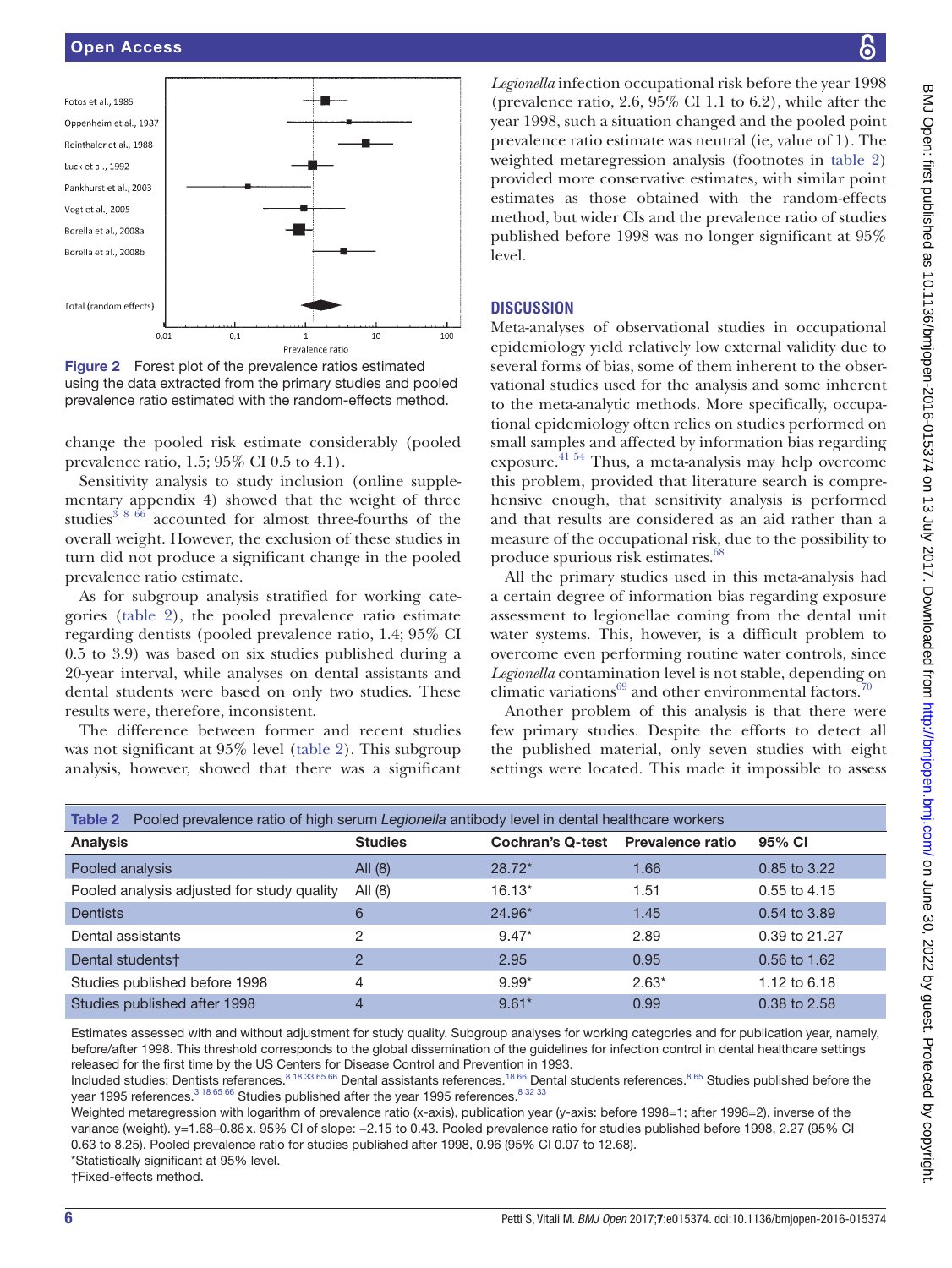Figure 2 Forest plot of the prevalence ratios estimated using the data extracted from the primary studies and pooled prevalence ratio estimated with the random-effects method.

change the pooled risk estimate considerably (pooled prevalence ratio, 1.5; 95% CI 0.5 to 4.1).

Sensitivity analysis to study inclusion (online supplementary appendix 4) showed that the weight of three studies[3 8 66] accounted for almost three-fourths of the overall weight. However, the exclusion of these studies in turn did not produce a significant change in the pooled prevalence ratio estimate.

As for subgroup analysis stratified for working categories (table 2), the pooled prevalence ratio estimate regarding dentists (pooled prevalence ratio, 1.4; 95% CI 0.5 to 3.9) was based on six studies published during a 20-year interval, while analyses on dental assistants and dental students were based on only two studies. These results were, therefore, inconsistent.

The difference between former and recent studies was not significant at 95% level (table 2). This subgroup analysis, however, showed that there was a significant *Legionella* infection occupational risk before the year 1998 (prevalence ratio, 2.6, 95% CI 1.1 to 6.2), while after the year 1998, such a situation changed and the pooled point prevalence ratio estimate was neutral (ie, value of 1). The weighted metaregression analysis (footnotes in table 2) provided more conservative estimates, with similar point estimates as those obtained with the random-effects method, but wider CIs and the prevalence ratio of studies published before 1998 was no longer significant at 95% level.

## DISCUSSION

Meta-analyses of observational studies in occupational epidemiology yield relatively low external validity due to several forms of bias, some of them inherent to the observational studies used for the analysis and some inherent to the meta-analytic methods. More specifically, occupational epidemiology often relies on studies performed on small samples and affected by information bias regarding exposure.[41 54] Thus, a meta-analysis may help overcome this problem, provided that literature search is comprehensive enough, that sensitivity analysis is performed and that results are considered as an aid rather than a measure of the occupational risk, due to the possibility to produce spurious risk estimates.[68]

All the primary studies used in this meta-analysis had a certain degree of information bias regarding exposure assessment to legionellae coming from the dental unit water systems. This, however, is a difficult problem to overcome even performing routine water controls, since *Legionella* contamination level is not stable, depending on climatic variations[69] and other environmental factors.[70]

Another problem of this analysis is that there were few primary studies. Despite the efforts to detect all the published material, only seven studies with eight settings were located. This made it impossible to assess

Table 2 Pooled prevalence ratio of high serum *Legionella* antibody level in dental healthcare workers

| Analysis | Studies | Cochran's Q-test | Prevalence ratio | 95% CI |
|---|---|---|---|---|
| Pooled analysis | All (8) | 28.72* | 1.66 | 0.85 to 3.22 |
| Pooled analysis adjusted for study quality | All (8) | 16.13* | 1.51 | 0.55 to 4.15 |
| Dentists | 6 | 24.96* | 1.45 | 0.54 to 3.89 |
| Dental assistants | 2 | 9.47* | 2.89 | 0.39 to 21.27 |
| Dental students† | 2 | 2.95 | 0.95 | 0.56 to 1.62 |
| Studies published before 1998 | 4 | 9.99* | 2.63* | 1.12 to 6.18 |
| Studies published after 1998 | 4 | 9.61* | 0.99 | 0.38 to 2.58 |

Estimates assessed with and without adjustment for study quality. Subgroup analyses for working categories and for publication year, namely, before/after 1998. This threshold corresponds to the global dissemination of the guidelines for infection control in dental healthcare settings released for the first time by the US Centers for Disease Control and Prevention in 1993.

Included studies: Dentists references.[8 18 33 65 66] Dental assistants references.[18 66] Dental students references.[8 65] Studies published before the year 1995 references.[3 18 65 66] Studies published after the year 1995 references.[8 32 33]

Weighted metaregression with logarithm of prevalence ratio (x-axis), publication year (y-axis: before 1998=1; after 1998=2), inverse of the variance (weight). y=1.68–0.86x. 95% CI of slope: −2.15 to 0.43. Pooled prevalence ratio for studies published before 1998, 2.27 (95% CI 0.63 to 8.25). Pooled prevalence ratio for studies published after 1998, 0.96 (95% CI 0.07 to 12.68).

*Statistically significant at 95% level.

†Fixed-effects method.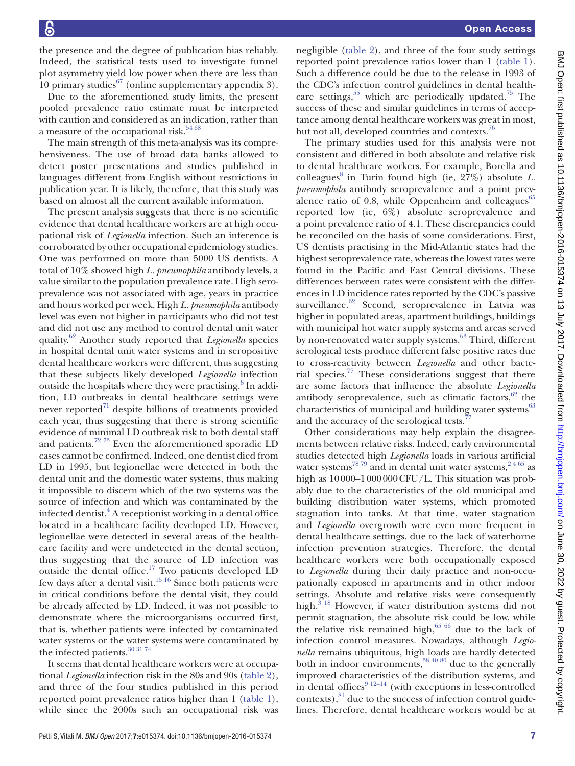the presence and the degree of publication bias reliably. Indeed, the statistical tests used to investigate funnel plot asymmetry yield low power when there are less than 10 primary studies[67] (online supplementary appendix 3).

Due to the aforementioned study limits, the present pooled prevalence ratio estimate must be interpreted with caution and considered as an indication, rather than a measure of the occupational risk.[54 68]

The main strength of this meta-analysis was its comprehensiveness. The use of broad data banks allowed to detect poster presentations and studies published in languages different from English without restrictions in publication year. It is likely, therefore, that this study was based on almost all the current available information.

The present analysis suggests that there is no scientific evidence that dental healthcare workers are at high occupational risk of *Legionella* infection. Such an inference is corroborated by other occupational epidemiology studies. One was performed on more than 5000 US dentists. A total of 10% showed high *L. pneumophila* antibody levels, a value similar to the population prevalence rate. High seroprevalence was not associated with age, years in practice and hours worked per week. High *L. pneumophila* antibody level was even not higher in participants who did not test and did not use any method to control dental unit water quality.[62] Another study reported that *Legionella* species in hospital dental unit water systems and in seropositive dental healthcare workers were different, thus suggesting that these subjects likely developed *Legionella* infection outside the hospitals where they were practising.[8] In addition, LD outbreaks in dental healthcare settings were never reported[71] despite billions of treatments provided each year, thus suggesting that there is strong scientific evidence of minimal LD outbreak risk to both dental staff and patients.[72 73] Even the aforementioned sporadic LD cases cannot be confirmed. Indeed, one dentist died from LD in 1995, but legionellae were detected in both the dental unit and the domestic water systems, thus making it impossible to discern which of the two systems was the source of infection and which was contaminated by the infected dentist.[4] A receptionist working in a dental office located in a healthcare facility developed LD. However, legionellae were detected in several areas of the healthcare facility and were undetected in the dental section, thus suggesting that the source of LD infection was outside the dental office.[17] Two patients developed LD few days after a dental visit.[15 16] Since both patients were in critical conditions before the dental visit, they could be already affected by LD. Indeed, it was not possible to demonstrate where the microorganisms occurred first, that is, whether patients were infected by contaminated water systems or the water systems were contaminated by the infected patients.[30 31 74]

It seems that dental healthcare workers were at occupational *Legionella* infection risk in the 80s and 90s (table 2), and three of the four studies published in this period reported point prevalence ratios higher than 1 (table 1), while since the 2000s such an occupational risk was negligible (table 2), and three of the four study settings reported point prevalence ratios lower than 1 (table 1). Such a difference could be due to the release in 1993 of the CDC's infection control guidelines in dental healthcare settings,[55] which are periodically updated.[75] The success of these and similar guidelines in terms of acceptance among dental healthcare workers was great in most, but not all, developed countries and contexts.[76]

The primary studies used for this analysis were not consistent and differed in both absolute and relative risk to dental healthcare workers. For example, Borella and colleagues[8] in Turin found high (ie, 27%) absolute *L. pneumophila* antibody seroprevalence and a point prevalence ratio of 0.8, while Oppenheim and colleagues[65] reported low (ie, 6%) absolute seroprevalence and a point prevalence ratio of 4.1. These discrepancies could be reconciled on the basis of some considerations. First, US dentists practising in the Mid-Atlantic states had the highest seroprevalence rate, whereas the lowest rates were found in the Pacific and East Central divisions. These differences between rates were consistent with the differences in LD incidence rates reported by the CDC's passive surveillance.[62] Second, seroprevalence in Latvia was higher in populated areas, apartment buildings, buildings with municipal hot water supply systems and areas served by non-renovated water supply systems.[63] Third, different serological tests produce different false positive rates due to cross-reactivity between *Legionella* and other bacterial species.[77] These considerations suggest that there are some factors that influence the absolute *Legionella* antibody seroprevalence, such as climatic factors,[62] the characteristics of municipal and building water systems[63] and the accuracy of the serological tests.[77]

Other considerations may help explain the disagreements between relative risks. Indeed, early environmental studies detected high *Legionella* loads in various artificial water systems[78 79] and in dental unit water systems,[2 4 65] as high as 10 000–1 000 000 CFU/L. This situation was probably due to the characteristics of the old municipal and building distribution water systems, which promoted stagnation into tanks. At that time, water stagnation and *Legionella* overgrowth were even more frequent in dental healthcare settings, due to the lack of waterborne infection prevention strategies. Therefore, the dental healthcare workers were both occupationally exposed to *Legionella* during their daily practice and non-occupationally exposed in apartments and in other indoor settings. Absolute and relative risks were consequently high.[3 18] However, if water distribution systems did not permit stagnation, the absolute risk could be low, while the relative risk remained high,[65 66] due to the lack of infection control measures. Nowadays, although *Legionella* remains ubiquitous, high loads are hardly detected both in indoor environments,[38 40 80] due to the generally improved characteristics of the distribution systems, and in dental offices[9 12–14] (with exceptions in less-controlled contexts),[81] due to the success of infection control guidelines. Therefore, dental healthcare workers would be at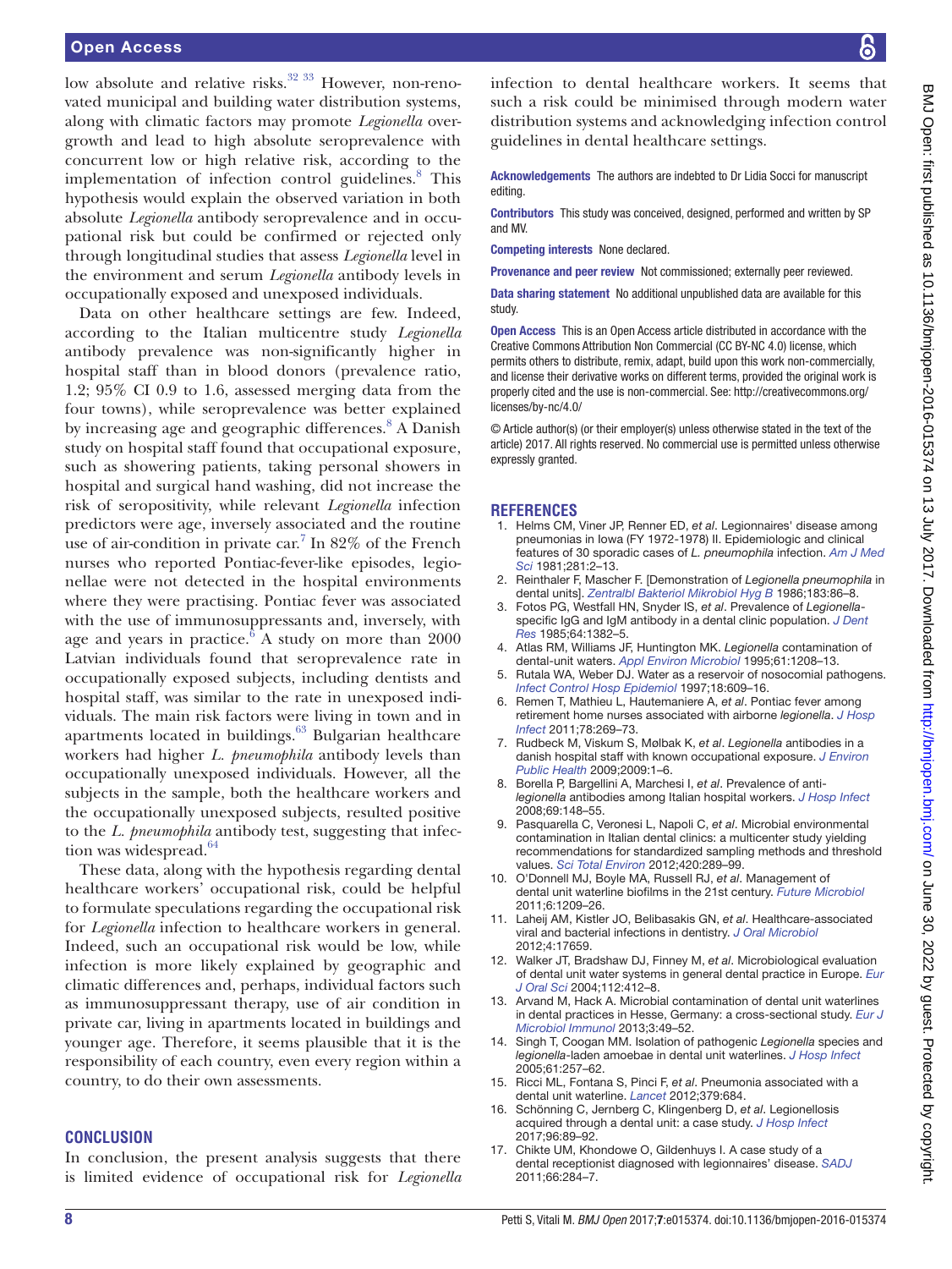low absolute and relative risks.[32 33] However, non-renovated municipal and building water distribution systems, along with climatic factors may promote *Legionella* overgrowth and lead to high absolute seroprevalence with concurrent low or high relative risk, according to the implementation of infection control guidelines.[8] This hypothesis would explain the observed variation in both absolute *Legionella* antibody seroprevalence and in occupational risk but could be confirmed or rejected only through longitudinal studies that assess *Legionella* level in the environment and serum *Legionella* antibody levels in occupationally exposed and unexposed individuals.

Data on other healthcare settings are few. Indeed, according to the Italian multicentre study *Legionella* antibody prevalence was non-significantly higher in hospital staff than in blood donors (prevalence ratio, 1.2; 95% CI 0.9 to 1.6, assessed merging data from the four towns), while seroprevalence was better explained by increasing age and geographic differences.[8] A Danish study on hospital staff found that occupational exposure, such as showering patients, taking personal showers in hospital and surgical hand washing, did not increase the risk of seropositivity, while relevant *Legionella* infection predictors were age, inversely associated and the routine use of air-condition in private car.[7] In 82% of the French nurses who reported Pontiac-fever-like episodes, legionellae were not detected in the hospital environments where they were practising. Pontiac fever was associated with the use of immunosuppressants and, inversely, with age and years in practice.[6] A study on more than 2000 Latvian individuals found that seroprevalence rate in occupationally exposed subjects, including dentists and hospital staff, was similar to the rate in unexposed individuals. The main risk factors were living in town and in apartments located in buildings.[63] Bulgarian healthcare workers had higher *L. pneumophila* antibody levels than occupationally unexposed individuals. However, all the subjects in the sample, both the healthcare workers and the occupationally unexposed subjects, resulted positive to the *L. pneumophila* antibody test, suggesting that infection was widespread.[64]

These data, along with the hypothesis regarding dental healthcare workers' occupational risk, could be helpful to formulate speculations regarding the occupational risk for *Legionella* infection to healthcare workers in general. Indeed, such an occupational risk would be low, while infection is more likely explained by geographic and climatic differences and, perhaps, individual factors such as immunosuppressant therapy, use of air condition in private car, living in apartments located in buildings and younger age. Therefore, it seems plausible that it is the responsibility of each country, even every region within a country, to do their own assessments.

## CONCLUSION

In conclusion, the present analysis suggests that there is limited evidence of occupational risk for *Legionella* infection to dental healthcare workers. It seems that such a risk could be minimised through modern water distribution systems and acknowledging infection control guidelines in dental healthcare settings.

**Acknowledgements** The authors are indebted to Dr Lidia Socci for manuscript editing.

**Contributors** This study was conceived, designed, performed and written by SP and MV.

**Competing interests** None declared.

**Provenance and peer review** Not commissioned; externally peer reviewed.

**Data sharing statement** No additional unpublished data are available for this study.

**Open Access** This is an Open Access article distributed in accordance with the Creative Commons Attribution Non Commercial (CC BY-NC 4.0) license, which permits others to distribute, remix, adapt, build upon this work non-commercially, and license their derivative works on different terms, provided the original work is properly cited and the use is non-commercial. See: http://creativecommons.org/licenses/by-nc/4.0/

© Article author(s) (or their employer(s) unless otherwise stated in the text of the article) 2017. All rights reserved. No commercial use is permitted unless otherwise expressly granted.

## REFERENCES

1. Helms CM, Viner JP, Renner ED, *et al*. Legionnaires' disease among pneumonias in Iowa (FY 1972-1978) II. Epidemiologic and clinical features of 30 sporadic cases of *L. pneumophila* infection. *Am J Med Sci* 1981;281:2–13.
2. Reinthaler F, Mascher F. [Demonstration of *Legionella pneumophila* in dental units]. *Zentralbl Bakteriol Mikrobiol Hyg B* 1986;183:86–8.
3. Fotos PG, Westfall HN, Snyder IS, *et al*. Prevalence of *Legionella*-specific IgG and IgM antibody in a dental clinic population. *J Dent Res* 1985;64:1382–5.
4. Atlas RM, Williams JF, Huntington MK. *Legionella* contamination of dental-unit waters. *Appl Environ Microbiol* 1995;61:1208–13.
5. Rutala WA, Weber DJ. Water as a reservoir of nosocomial pathogens. *Infect Control Hosp Epidemiol* 1997;18:609–16.
6. Remen T, Mathieu L, Hautemaniere A, *et al*. Pontiac fever among retirement home nurses associated with airborne *legionella*. *J Hosp Infect* 2011;78:269–73.
7. Rudbeck M, Viskum S, Mølbak K, *et al*. *Legionella* antibodies in a danish hospital staff with known occupational exposure. *J Environ Public Health* 2009;2009:1–6.
8. Borella P, Bargellini A, Marchesi I, *et al*. Prevalence of anti-*legionella* antibodies among Italian hospital workers. *J Hosp Infect* 2008;69:148–55.
9. Pasquarella C, Veronesi L, Napoli C, *et al*. Microbial environmental contamination in Italian dental clinics: a multicenter study yielding recommendations for standardized sampling methods and threshold values. *Sci Total Environ* 2012;420:289–99.
10. O'Donnell MJ, Boyle MA, Russell RJ, *et al*. Management of dental unit waterline biofilms in the 21st century. *Future Microbiol* 2011;6:1209–26.
11. Laheij AM, Kistler JO, Belibasakis GN, *et al*. Healthcare-associated viral and bacterial infections in dentistry. *J Oral Microbiol* 2012;4:17659.
12. Walker JT, Bradshaw DJ, Finney M, *et al*. Microbiological evaluation of dental unit water systems in general dental practice in Europe. *Eur J Oral Sci* 2004;112:412–8.
13. Arvand M, Hack A. Microbial contamination of dental unit waterlines in dental practices in Hesse, Germany: a cross-sectional study. *Eur J Microbiol Immunol* 2013;3:49–52.
14. Singh T, Coogan MM. Isolation of pathogenic *Legionella* species and *legionella*-laden amoebae in dental unit waterlines. *J Hosp Infect* 2005;61:257–62.
15. Ricci ML, Fontana S, Pinci F, *et al*. Pneumonia associated with a dental unit waterline. *Lancet* 2012;379:684.
16. Schönning C, Jernberg C, Klingenberg D, *et al*. Legionellosis acquired through a dental unit: a case study. *J Hosp Infect* 2017;96:89–92.
17. Chikte UM, Khondowe O, Gildenhuys I. A case study of a dental receptionist diagnosed with legionnaires' disease. *SADJ* 2011;66:284–7.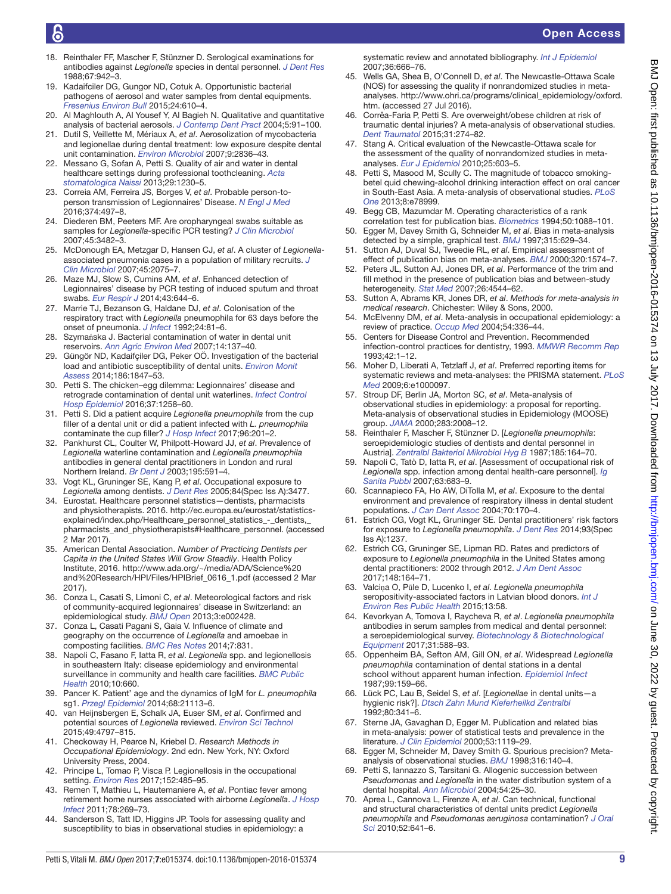18. Reinthaler FF, Mascher F, Stünzner D. Serological examinations for antibodies against *Legionella* species in dental personnel. *J Dent Res* 1988;67:942–3.
19. Kadaifciler DG, Gungor ND, Cotuk A. Opportunistic bacterial pathogens of aerosol and water samples from dental equipments. *Fresenius Environ Bull* 2015;24:610–4.
20. Al Maghlouth A, Al Yousef Y, Al Bagieh N. Qualitative and quantitative analysis of bacterial aerosols. *J Contemp Dent Pract* 2004;5:91–100.
21. Dutil S, Veillette M, Mériaux A, *et al*. Aerosolization of mycobacteria and legionellae during dental treatment: low exposure despite dental unit contamination. *Environ Microbiol* 2007;9:2836–43.
22. Messano G, Sofan A, Petti S. Quality of air and water in dental healthcare settings during professional toothcleaning. *Acta stomatologica Naissi* 2013;29:1230–5.
23. Correia AM, Ferreira JS, Borges V, *et al*. Probable person-to-person transmission of Legionnaires' Disease. *N Engl J Med* 2016;374:497–8.
24. Diederen BM, Peeters MF. Are oropharyngeal swabs suitable as samples for *Legionella*-specific PCR testing? *J Clin Microbiol* 2007;45:3482–3.
25. McDonough EA, Metzgar D, Hansen CJ, *et al*. A cluster of *Legionella*-associated pneumonia cases in a population of military recruits. *J Clin Microbiol* 2007;45:2075–7.
26. Maze MJ, Slow S, Cumins AM, *et al*. Enhanced detection of Legionnaires' disease by PCR testing of induced sputum and throat swabs. *Eur Respir J* 2014;43:644–6.
27. Marrie TJ, Bezanson G, Haldane DJ, *et al*. Colonisation of the respiratory tract with *Legionella* pneumophila for 63 days before the onset of pneumonia. *J Infect* 1992;24:81–6.
28. Szymańska J. Bacterial contamination of water in dental unit reservoirs. *Ann Agric Environ Med* 2007;14:137–40.
29. Güngör ND, Kadaifçiler DG, Peker OÖ. Investigation of the bacterial load and antibiotic susceptibility of dental units. *Environ Monit Assess* 2014;186:1847–53.
30. Petti S. The chicken–egg dilemma: Legionnaires' disease and retrograde contamination of dental unit waterlines. *Infect Control Hosp Epidemiol* 2016;37:1258–60.
31. Petti S. Did a patient acquire *Legionella pneumophila* from the cup filler of a dental unit or did a patient infected with *L. pneumophila* contaminate the cup filler? *J Hosp Infect* 2017;96:201–2.
32. Pankhurst CL, Coulter W, Philpott-Howard JJ, *et al*. Prevalence of *Legionella* waterline contamination and *Legionella pneumophila* antibodies in general dental practitioners in London and rural Northern Ireland. *Br Dent J* 2003;195:591–4.
33. Vogt KL, Gruninger SE, Kang P, *et al*. Occupational exposure to *Legionella* among dentists. *J Dent Res* 2005;84(Spec Iss A):3477.
34. Eurostat. Healthcare personnel statistics—dentists, pharmacists and physiotherapists. 2016. http://ec.europa.eu/eurostat/statistics-explained/index.php/Healthcare_personnel_statistics_-_dentists,_pharmacists_and_physiotherapists#Healthcare_personnel. (accessed 2 Mar 2017).
35. American Dental Association. *Number of Practicing Dentists per Capita in the United States Will Grow Steadily*. Health Policy Institute, 2016. http://www.ada.org/~/media/ADA/Science%20and%20Research/HPI/Files/HPIBrief_0616_1.pdf (accessed 2 Mar 2017).
36. Conza L, Casati S, Limoni C, *et al*. Meteorological factors and risk of community-acquired legionnaires' disease in Switzerland: an epidemiological study. *BMJ Open* 2013;3:e002428.
37. Conza L, Casati Pagani S, Gaia V. Influence of climate and geography on the occurrence of *Legionella* and amoebae in composting facilities. *BMC Res Notes* 2014;7:831.
38. Napoli C, Fasano F, Iatta R, *et al*. *Legionella* spp. and legionellosis in southeastern Italy: disease epidemiology and environmental surveillance in community and health care facilities. *BMC Public Health* 2010;10:660.
39. Pancer K. Patient' age and the dynamics of IgM for *L. pneumophila* sg1. *Przegl Epidemiol* 2014;68:21113–6.
40. van Heijnsbergen E, Schalk JA, Euser SM, *et al*. Confirmed and potential sources of *Legionella* reviewed. *Environ Sci Technol* 2015;49:4797–815.
41. Checkoway H, Pearce N, Kriebel D. *Research Methods in Occupational Epidemiology*. 2nd edn. New York, NY: Oxford University Press, 2004.
42. Principe L, Tomao P, Visca P. Legionellosis in the occupational setting. *Environ Res* 2017;152:485–95.
43. Remen T, Mathieu L, Hautemaniere A, *et al*. Pontiac fever among retirement home nurses associated with airborne *Legionella*. *J Hosp Infect* 2011;78:269–73.
44. Sanderson S, Tatt ID, Higgins JP. Tools for assessing quality and susceptibility to bias in observational studies in epidemiology: a systematic review and annotated bibliography. *Int J Epidemiol* 2007;36:666–76.
45. Wells GA, Shea B, O'Connell D, *et al*. The Newcastle-Ottawa Scale (NOS) for assessing the quality if nonrandomized studies in meta-analyses. http://www.ohri.ca/programs/clinical_epidemiology/oxford.htm. (accessed 27 Jul 2016).
46. Corrêa-Faria P, Petti S. Are overweight/obese children at risk of traumatic dental injuries? A meta-analysis of observational studies. *Dent Traumatol* 2015;31:274–82.
47. Stang A. Critical evaluation of the Newcastle-Ottawa scale for the assessment of the quality of nonrandomized studies in meta-analyses. *Eur J Epidemiol* 2010;25:603–5.
48. Petti S, Masood M, Scully C. The magnitude of tobacco smoking-betel quid chewing-alcohol drinking interaction effect on oral cancer in South-East Asia. A meta-analysis of observational studies. *PLoS One* 2013;8:e78999.
49. Begg CB, Mazumdar M. Operating characteristics of a rank correlation test for publication bias. *Biometrics* 1994;50:1088–101.
50. Egger M, Davey Smith G, Schneider M, *et al*. Bias in meta-analysis detected by a simple, graphical test. *BMJ* 1997;315:629–34.
51. Sutton AJ, Duval SJ, Tweedie RL, *et al*. Empirical assessment of effect of publication bias on meta-analyses. *BMJ* 2000;320:1574–7.
52. Peters JL, Sutton AJ, Jones DR, *et al*. Performance of the trim and fill method in the presence of publication bias and between-study heterogeneity. *Stat Med* 2007;26:4544–62.
53. Sutton A, Abrams KR, Jones DR, *et al*. *Methods for meta-analysis in medical research*. Chichester: Wiley & Sons, 2000.
54. McElvenny DM, *et al*. Meta-analysis in occupational epidemiology: a review of practice. *Occup Med* 2004;54:336–44.
55. Centers for Disease Control and Prevention. Recommended infection-control practices for dentistry, 1993. *MMWR Recomm Rep* 1993;42:1–12.
56. Moher D, Liberati A, Tetzlaff J, *et al*. Preferred reporting items for systematic reviews and meta-analyses: the PRISMA statement. *PLoS Med* 2009;6:e1000097.
57. Stroup DF, Berlin JA, Morton SC, *et al*. Meta-analysis of observational studies in epidemiology: a proposal for reporting. Meta-analysis of observational studies in Epidemiology (MOOSE) group. *JAMA* 2000;283:2008–12.
58. Reinthaler F, Mascher F, Stünzner D. [*Legionella pneumophila*: seroepidemiologic studies of dentists and dental personnel in Austria]. *Zentralbl Bakteriol Mikrobiol Hyg B* 1987;185:164–70.
59. Napoli C, Tatò D, Iatta R, *et al*. [Assessment of occupational risk of *Legionella* spp. infection among dental health-care personnel]. *Ig Sanita Pubbl* 2007;63:683–9.
60. Scannapieco FA, Ho AW, DiTolla M, *et al*. Exposure to the dental environment and prevalence of respiratory illness in dental student populations. *J Can Dent Assoc* 2004;70:170–4.
61. Estrich CG, Vogt KL, Gruninger SE. Dental practitioners' risk factors for exposure to *Legionella pneumophila*. *J Dent Res* 2014;93(Spec Iss A):1237.
62. Estrich CG, Gruninger SE, Lipman RD. Rates and predictors of exposure to *Legionella pneumophila* in the United States among dental practitioners: 2002 through 2012. *J Am Dent Assoc* 2017;148:164–71.
63. Valciņa O, Pūle D, Lucenko I, *et al*. *Legionella pneumophila* seropositivity-associated factors in Latvian blood donors. *Int J Environ Res Public Health* 2015;13:58.
64. Kevorkyan A, Tomova I, Raycheva R, *et al*. *Legionella pneumophila* antibodies in serum samples from medical and dental personnel: a seroepidemiological survey. *Biotechnology & Biotechnological Equipment* 2017;31:588–93.
65. Oppenheim BA, Sefton AM, Gill ON, *et al*. Widespread *Legionella pneumophila* contamination of dental stations in a dental school without apparent human infection. *Epidemiol Infect* 1987;99:159–66.
66. Lück PC, Lau B, Seidel S, *et al*. [*Legionellae* in dental units—a hygienic risk?]. *Dtsch Zahn Mund Kieferheilkd Zentralbl* 1992;80:341–6.
67. Sterne JA, Gavaghan D, Egger M. Publication and related bias in meta-analysis: power of statistical tests and prevalence in the literature. *J Clin Epidemiol* 2000;53:1119–29.
68. Egger M, Schneider M, Davey Smith G. Spurious precision? Meta-analysis of observational studies. *BMJ* 1998;316:140–4.
69. Petti S, Iannazzo S, Tarsitani G. Allogenic succession between *Pseudomonas* and *Legionella* in the water distribution system of a dental hospital. *Ann Microbiol* 2004;54:25–30.
70. Aprea L, Cannova L, Firenze A, *et al*. Can technical, functional and structural characteristics of dental units predict *Legionella pneumophila* and *Pseudomonas aeruginosa* contamination? *J Oral Sci* 2010;52:641–6.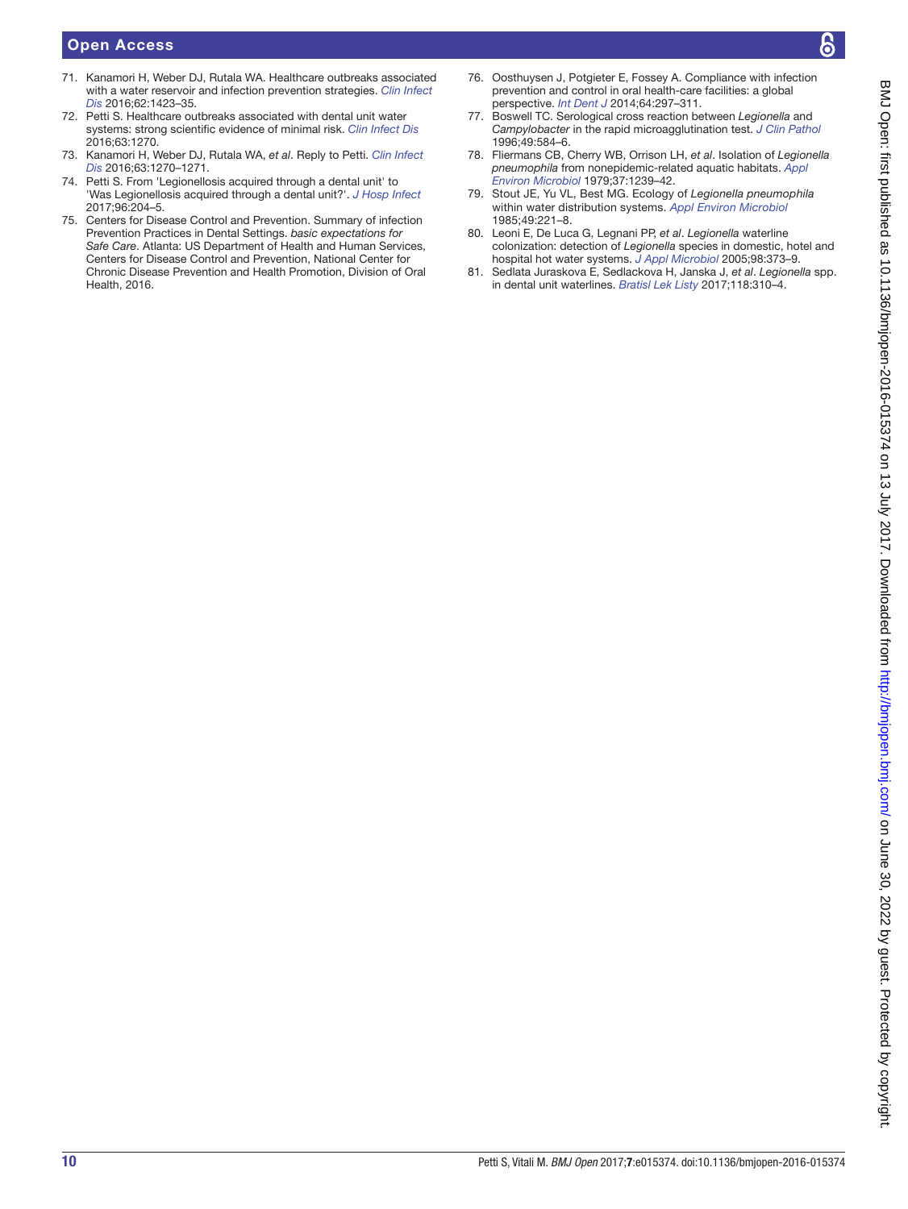71. Kanamori H, Weber DJ, Rutala WA. Healthcare outbreaks associated with a water reservoir and infection prevention strategies. *Clin Infect Dis* 2016;62:1423–35.
72. Petti S. Healthcare outbreaks associated with dental unit water systems: strong scientific evidence of minimal risk. *Clin Infect Dis* 2016;63:1270.
73. Kanamori H, Weber DJ, Rutala WA, *et al*. Reply to Petti. *Clin Infect Dis* 2016;63:1270–1271.
74. Petti S. From 'Legionellosis acquired through a dental unit' to 'Was Legionellosis acquired through a dental unit?'. *J Hosp Infect* 2017;96:204–5.
75. Centers for Disease Control and Prevention. Summary of infection Prevention Practices in Dental Settings. *basic expectations for Safe Care*. Atlanta: US Department of Health and Human Services, Centers for Disease Control and Prevention, National Center for Chronic Disease Prevention and Health Promotion, Division of Oral Health, 2016.
76. Oosthuysen J, Potgieter E, Fossey A. Compliance with infection prevention and control in oral health-care facilities: a global perspective. *Int Dent J* 2014;64:297–311.
77. Boswell TC. Serological cross reaction between *Legionella* and *Campylobacter* in the rapid microagglutination test. *J Clin Pathol* 1996;49:584–6.
78. Fliermans CB, Cherry WB, Orrison LH, *et al*. Isolation of *Legionella pneumophila* from nonepidemic-related aquatic habitats. *Appl Environ Microbiol* 1979;37:1239–42.
79. Stout JE, Yu VL, Best MG. Ecology of *Legionella pneumophila* within water distribution systems. *Appl Environ Microbiol* 1985;49:221–8.
80. Leoni E, De Luca G, Legnani PP, *et al*. *Legionella* waterline colonization: detection of *Legionella* species in domestic, hotel and hospital hot water systems. *J Appl Microbiol* 2005;98:373–9.
81. Sedlata Juraskova E, Sedlackova H, Janska J, *et al*. *Legionella* spp. in dental unit waterlines. *Bratisl Lek Listy* 2017;118:310–4.